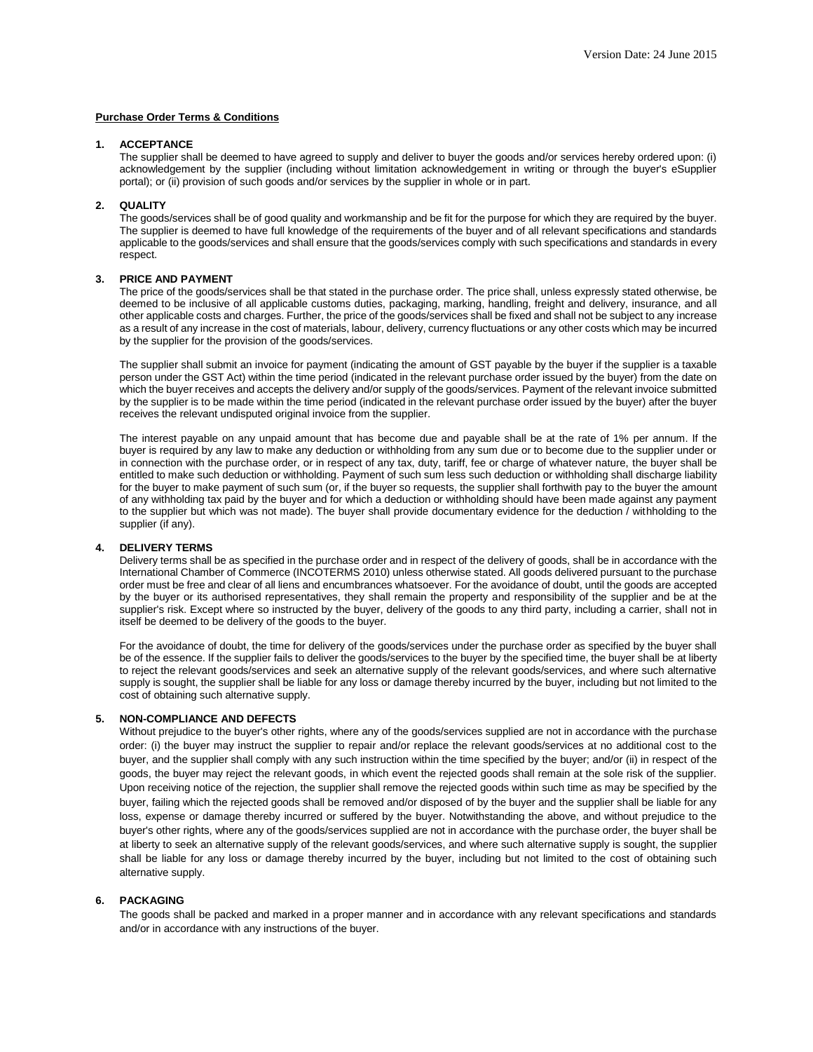Version Date: 24 June 2015

**Purchase Order Terms & Conditions**

**1. ACCEPTANCE**

The supplier shall be deemed to have agreed to supply and deliver to buyer the goods and/or services hereby ordered upon: (i) acknowledgement by the supplier (including without limitation acknowledgement in writing or through the buyer's eSupplier portal); or (ii) provision of such goods and/or services by the supplier in whole or in part.

**2. QUALITY**

The goods/services shall be of good quality and workmanship and be fit for the purpose for which they are required by the buyer. The supplier is deemed to have full knowledge of the requirements of the buyer and of all relevant specifications and standards applicable to the goods/services and shall ensure that the goods/services comply with such specifications and standards in every respect.

**3. PRICE AND PAYMENT**

The price of the goods/services shall be that stated in the purchase order. The price shall, unless expressly stated otherwise, be deemed to be inclusive of all applicable customs duties, packaging, marking, handling, freight and delivery, insurance, and all other applicable costs and charges. Further, the price of the goods/services shall be fixed and shall not be subject to any increase as a result of any increase in the cost of materials, labour, delivery, currency fluctuations or any other costs which may be incurred by the supplier for the provision of the goods/services.

The supplier shall submit an invoice for payment (indicating the amount of GST payable by the buyer if the supplier is a taxable person under the GST Act) within the time period (indicated in the relevant purchase order issued by the buyer) from the date on which the buyer receives and accepts the delivery and/or supply of the goods/services. Payment of the relevant invoice submitted by the supplier is to be made within the time period (indicated in the relevant purchase order issued by the buyer) after the buyer receives the relevant undisputed original invoice from the supplier.

The interest payable on any unpaid amount that has become due and payable shall be at the rate of 1% per annum. If the buyer is required by any law to make any deduction or withholding from any sum due or to become due to the supplier under or in connection with the purchase order, or in respect of any tax, duty, tariff, fee or charge of whatever nature, the buyer shall be entitled to make such deduction or withholding. Payment of such sum less such deduction or withholding shall discharge liability for the buyer to make payment of such sum (or, if the buyer so requests, the supplier shall forthwith pay to the buyer the amount of any withholding tax paid by the buyer and for which a deduction or withholding should have been made against any payment to the supplier but which was not made). The buyer shall provide documentary evidence for the deduction / withholding to the supplier (if any).

**4. DELIVERY TERMS**

Delivery terms shall be as specified in the purchase order and in respect of the delivery of goods, shall be in accordance with the International Chamber of Commerce (INCOTERMS 2010) unless otherwise stated. All goods delivered pursuant to the purchase order must be free and clear of all liens and encumbrances whatsoever. For the avoidance of doubt, until the goods are accepted by the buyer or its authorised representatives, they shall remain the property and responsibility of the supplier and be at the supplier's risk. Except where so instructed by the buyer, delivery of the goods to any third party, including a carrier, shall not in itself be deemed to be delivery of the goods to the buyer.

For the avoidance of doubt, the time for delivery of the goods/services under the purchase order as specified by the buyer shall be of the essence. If the supplier fails to deliver the goods/services to the buyer by the specified time, the buyer shall be at liberty to reject the relevant goods/services and seek an alternative supply of the relevant goods/services, and where such alternative supply is sought, the supplier shall be liable for any loss or damage thereby incurred by the buyer, including but not limited to the cost of obtaining such alternative supply.

**5. NON-COMPLIANCE AND DEFECTS**

Without prejudice to the buyer's other rights, where any of the goods/services supplied are not in accordance with the purchase order: (i) the buyer may instruct the supplier to repair and/or replace the relevant goods/services at no additional cost to the buyer, and the supplier shall comply with any such instruction within the time specified by the buyer; and/or (ii) in respect of the goods, the buyer may reject the relevant goods, in which event the rejected goods shall remain at the sole risk of the supplier. Upon receiving notice of the rejection, the supplier shall remove the rejected goods within such time as may be specified by the buyer, failing which the rejected goods shall be removed and/or disposed of by the buyer and the supplier shall be liable for any loss, expense or damage thereby incurred or suffered by the buyer. Notwithstanding the above, and without prejudice to the buyer's other rights, where any of the goods/services supplied are not in accordance with the purchase order, the buyer shall be at liberty to seek an alternative supply of the relevant goods/services, and where such alternative supply is sought, the supplier shall be liable for any loss or damage thereby incurred by the buyer, including but not limited to the cost of obtaining such alternative supply.

**6. PACKAGING**

The goods shall be packed and marked in a proper manner and in accordance with any relevant specifications and standards and/or in accordance with any instructions of the buyer.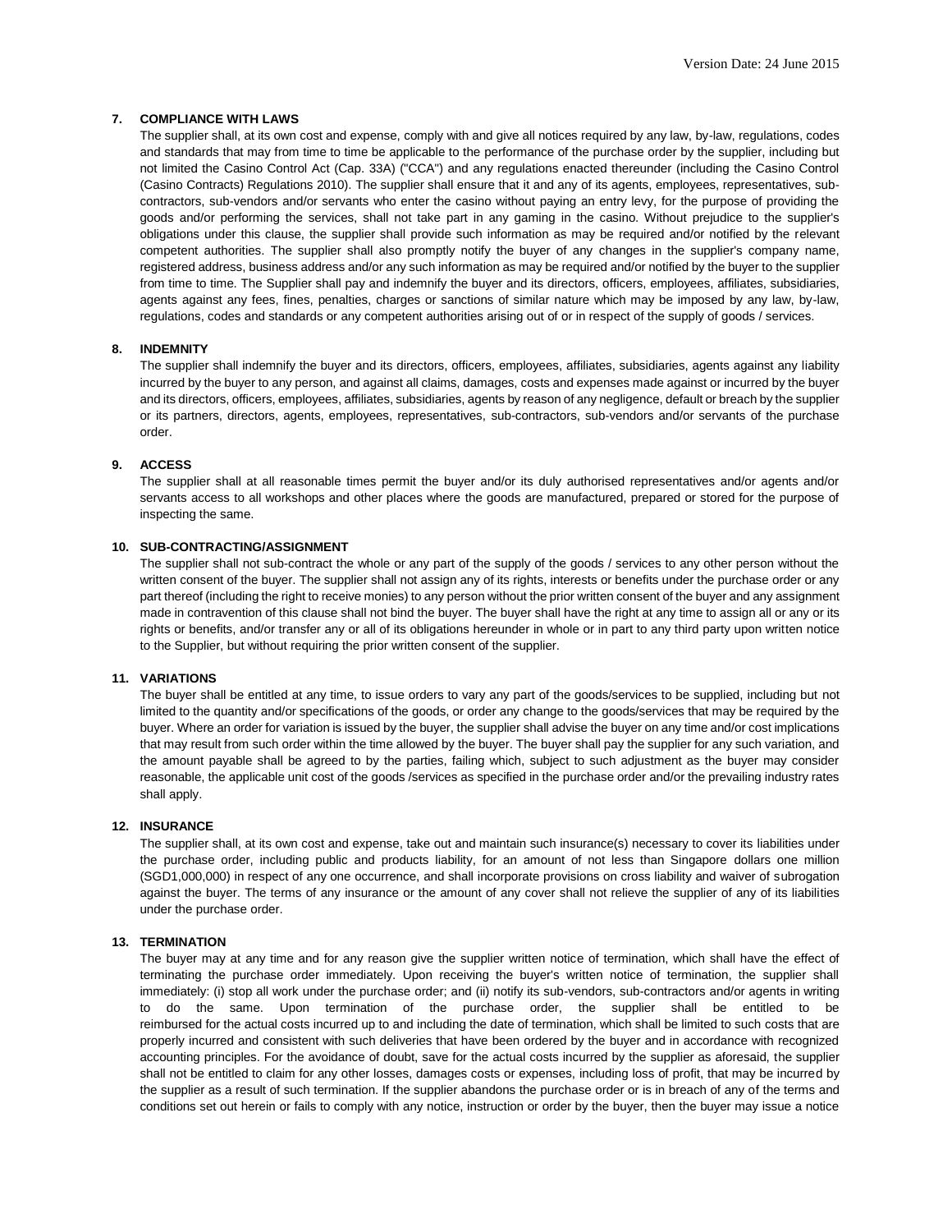## 7. COMPLIANCE WITH LAWS

The supplier shall, at its own cost and expense, comply with and give all notices required by any law, by-law, regulations, codes and standards that may from time to time be applicable to the performance of the purchase order by the supplier, including but not limited the Casino Control Act (Cap. 33A) ("CCA") and any regulations enacted thereunder (including the Casino Control (Casino Contracts) Regulations 2010). The supplier shall ensure that it and any of its agents, employees, representatives, sub-contractors, sub-vendors and/or servants who enter the casino without paying an entry levy, for the purpose of providing the goods and/or performing the services, shall not take part in any gaming in the casino. Without prejudice to the supplier's obligations under this clause, the supplier shall provide such information as may be required and/or notified by the relevant competent authorities. The supplier shall also promptly notify the buyer of any changes in the supplier's company name, registered address, business address and/or any such information as may be required and/or notified by the buyer to the supplier from time to time. The Supplier shall pay and indemnify the buyer and its directors, officers, employees, affiliates, subsidiaries, agents against any fees, fines, penalties, charges or sanctions of similar nature which may be imposed by any law, by-law, regulations, codes and standards or any competent authorities arising out of or in respect of the supply of goods / services.

## 8. INDEMNITY

The supplier shall indemnify the buyer and its directors, officers, employees, affiliates, subsidiaries, agents against any liability incurred by the buyer to any person, and against all claims, damages, costs and expenses made against or incurred by the buyer and its directors, officers, employees, affiliates, subsidiaries, agents by reason of any negligence, default or breach by the supplier or its partners, directors, agents, employees, representatives, sub-contractors, sub-vendors and/or servants of the purchase order.

## 9. ACCESS

The supplier shall at all reasonable times permit the buyer and/or its duly authorised representatives and/or agents and/or servants access to all workshops and other places where the goods are manufactured, prepared or stored for the purpose of inspecting the same.

## 10. SUB-CONTRACTING/ASSIGNMENT

The supplier shall not sub-contract the whole or any part of the supply of the goods / services to any other person without the written consent of the buyer. The supplier shall not assign any of its rights, interests or benefits under the purchase order or any part thereof (including the right to receive monies) to any person without the prior written consent of the buyer and any assignment made in contravention of this clause shall not bind the buyer. The buyer shall have the right at any time to assign all or any or its rights or benefits, and/or transfer any or all of its obligations hereunder in whole or in part to any third party upon written notice to the Supplier, but without requiring the prior written consent of the supplier.

## 11. VARIATIONS

The buyer shall be entitled at any time, to issue orders to vary any part of the goods/services to be supplied, including but not limited to the quantity and/or specifications of the goods, or order any change to the goods/services that may be required by the buyer. Where an order for variation is issued by the buyer, the supplier shall advise the buyer on any time and/or cost implications that may result from such order within the time allowed by the buyer. The buyer shall pay the supplier for any such variation, and the amount payable shall be agreed to by the parties, failing which, subject to such adjustment as the buyer may consider reasonable, the applicable unit cost of the goods /services as specified in the purchase order and/or the prevailing industry rates shall apply.

## 12. INSURANCE

The supplier shall, at its own cost and expense, take out and maintain such insurance(s) necessary to cover its liabilities under the purchase order, including public and products liability, for an amount of not less than Singapore dollars one million (SGD1,000,000) in respect of any one occurrence, and shall incorporate provisions on cross liability and waiver of subrogation against the buyer. The terms of any insurance or the amount of any cover shall not relieve the supplier of any of its liabilities under the purchase order.

## 13. TERMINATION

The buyer may at any time and for any reason give the supplier written notice of termination, which shall have the effect of terminating the purchase order immediately. Upon receiving the buyer's written notice of termination, the supplier shall immediately: (i) stop all work under the purchase order; and (ii) notify its sub-vendors, sub-contractors and/or agents in writing to do the same. Upon termination of the purchase order, the supplier shall be entitled to be reimbursed for the actual costs incurred up to and including the date of termination, which shall be limited to such costs that are properly incurred and consistent with such deliveries that have been ordered by the buyer and in accordance with recognized accounting principles. For the avoidance of doubt, save for the actual costs incurred by the supplier as aforesaid, the supplier shall not be entitled to claim for any other losses, damages costs or expenses, including loss of profit, that may be incurred by the supplier as a result of such termination. If the supplier abandons the purchase order or is in breach of any of the terms and conditions set out herein or fails to comply with any notice, instruction or order by the buyer, then the buyer may issue a notice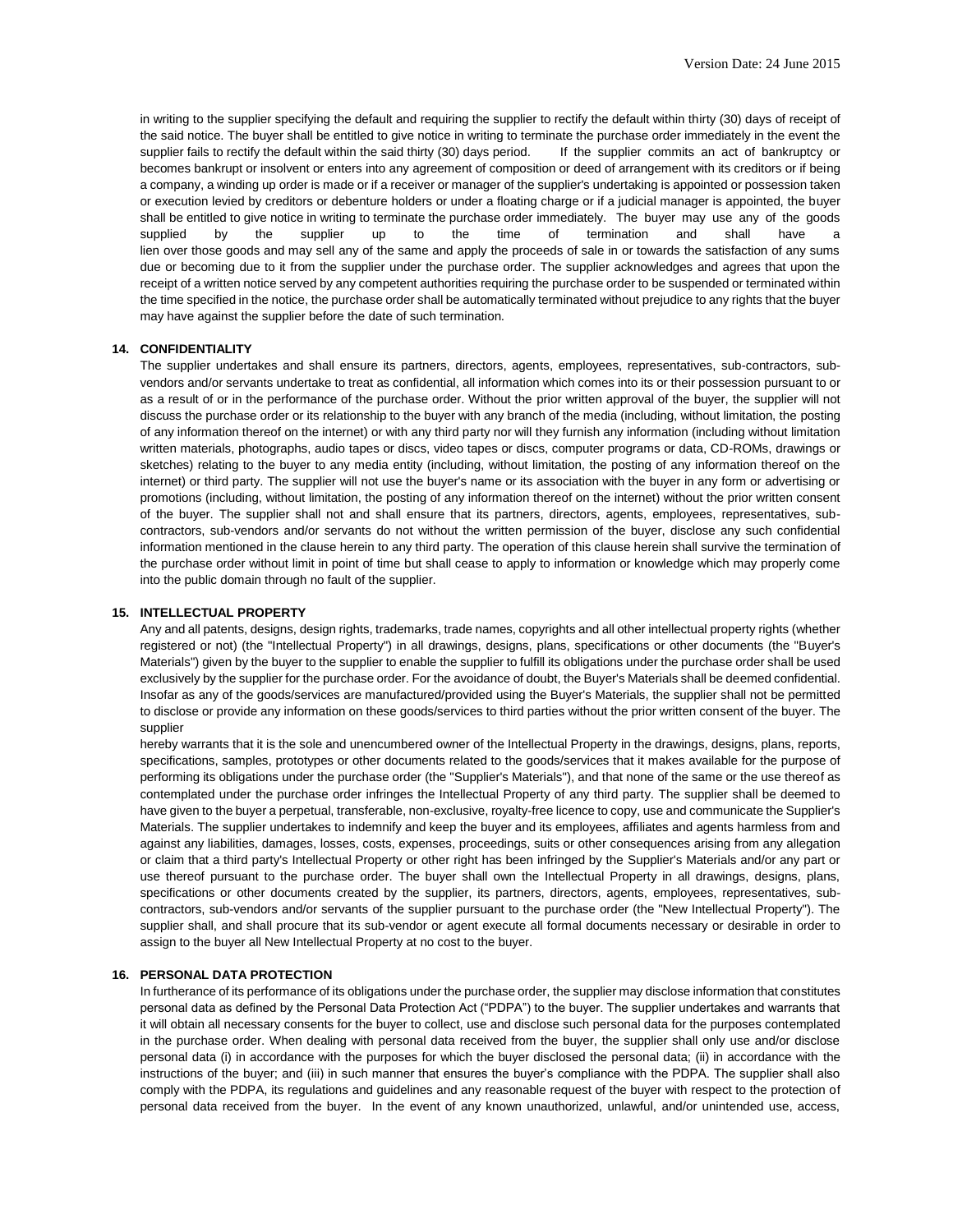in writing to the supplier specifying the default and requiring the supplier to rectify the default within thirty (30) days of receipt of the said notice. The buyer shall be entitled to give notice in writing to terminate the purchase order immediately in the event the supplier fails to rectify the default within the said thirty (30) days period. If the supplier commits an act of bankruptcy or becomes bankrupt or insolvent or enters into any agreement of composition or deed of arrangement with its creditors or if being a company, a winding up order is made or if a receiver or manager of the supplier's undertaking is appointed or possession taken or execution levied by creditors or debenture holders or under a floating charge or if a judicial manager is appointed, the buyer shall be entitled to give notice in writing to terminate the purchase order immediately. The buyer may use any of the goods supplied by the supplier up to the time of termination and shall have a lien over those goods and may sell any of the same and apply the proceeds of sale in or towards the satisfaction of any sums due or becoming due to it from the supplier under the purchase order. The supplier acknowledges and agrees that upon the receipt of a written notice served by any competent authorities requiring the purchase order to be suspended or terminated within the time specified in the notice, the purchase order shall be automatically terminated without prejudice to any rights that the buyer may have against the supplier before the date of such termination.

**14. CONFIDENTIALITY**

The supplier undertakes and shall ensure its partners, directors, agents, employees, representatives, sub-contractors, sub-vendors and/or servants undertake to treat as confidential, all information which comes into its or their possession pursuant to or as a result of or in the performance of the purchase order. Without the prior written approval of the buyer, the supplier will not discuss the purchase order or its relationship to the buyer with any branch of the media (including, without limitation, the posting of any information thereof on the internet) or with any third party nor will they furnish any information (including without limitation written materials, photographs, audio tapes or discs, video tapes or discs, computer programs or data, CD-ROMs, drawings or sketches) relating to the buyer to any media entity (including, without limitation, the posting of any information thereof on the internet) or third party. The supplier will not use the buyer's name or its association with the buyer in any form or advertising or promotions (including, without limitation, the posting of any information thereof on the internet) without the prior written consent of the buyer. The supplier shall not and shall ensure that its partners, directors, agents, employees, representatives, sub-contractors, sub-vendors and/or servants do not without the written permission of the buyer, disclose any such confidential information mentioned in the clause herein to any third party. The operation of this clause herein shall survive the termination of the purchase order without limit in point of time but shall cease to apply to information or knowledge which may properly come into the public domain through no fault of the supplier.

**15. INTELLECTUAL PROPERTY**

Any and all patents, designs, design rights, trademarks, trade names, copyrights and all other intellectual property rights (whether registered or not) (the "Intellectual Property") in all drawings, designs, plans, specifications or other documents (the "Buyer's Materials") given by the buyer to the supplier to enable the supplier to fulfill its obligations under the purchase order shall be used exclusively by the supplier for the purchase order. For the avoidance of doubt, the Buyer's Materials shall be deemed confidential. Insofar as any of the goods/services are manufactured/provided using the Buyer's Materials, the supplier shall not be permitted to disclose or provide any information on these goods/services to third parties without the prior written consent of the buyer. The supplier hereby warrants that it is the sole and unencumbered owner of the Intellectual Property in the drawings, designs, plans, reports, specifications, samples, prototypes or other documents related to the goods/services that it makes available for the purpose of performing its obligations under the purchase order (the "Supplier's Materials"), and that none of the same or the use thereof as contemplated under the purchase order infringes the Intellectual Property of any third party. The supplier shall be deemed to have given to the buyer a perpetual, transferable, non-exclusive, royalty-free licence to copy, use and communicate the Supplier's Materials. The supplier undertakes to indemnify and keep the buyer and its employees, affiliates and agents harmless from and against any liabilities, damages, losses, costs, expenses, proceedings, suits or other consequences arising from any allegation or claim that a third party's Intellectual Property or other right has been infringed by the Supplier's Materials and/or any part or use thereof pursuant to the purchase order. The buyer shall own the Intellectual Property in all drawings, designs, plans, specifications or other documents created by the supplier, its partners, directors, agents, employees, representatives, sub-contractors, sub-vendors and/or servants of the supplier pursuant to the purchase order (the "New Intellectual Property"). The supplier shall, and shall procure that its sub-vendor or agent execute all formal documents necessary or desirable in order to assign to the buyer all New Intellectual Property at no cost to the buyer.

**16. PERSONAL DATA PROTECTION**

In furtherance of its performance of its obligations under the purchase order, the supplier may disclose information that constitutes personal data as defined by the Personal Data Protection Act ("PDPA") to the buyer. The supplier undertakes and warrants that it will obtain all necessary consents for the buyer to collect, use and disclose such personal data for the purposes contemplated in the purchase order. When dealing with personal data received from the buyer, the supplier shall only use and/or disclose personal data (i) in accordance with the purposes for which the buyer disclosed the personal data; (ii) in accordance with the instructions of the buyer; and (iii) in such manner that ensures the buyer's compliance with the PDPA. The supplier shall also comply with the PDPA, its regulations and guidelines and any reasonable request of the buyer with respect to the protection of personal data received from the buyer. In the event of any known unauthorized, unlawful, and/or unintended use, access,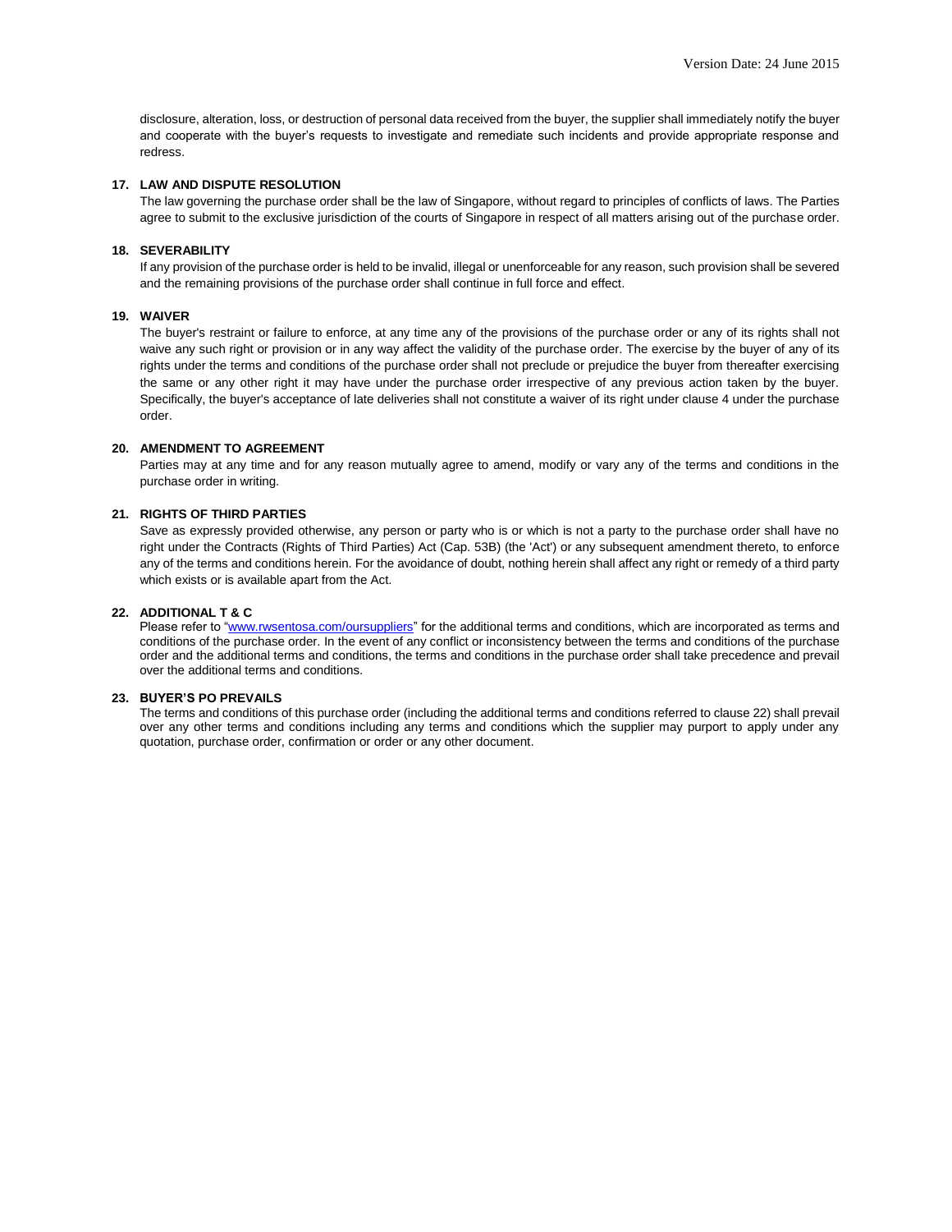disclosure, alteration, loss, or destruction of personal data received from the buyer, the supplier shall immediately notify the buyer and cooperate with the buyer's requests to investigate and remediate such incidents and provide appropriate response and redress.

**17. LAW AND DISPUTE RESOLUTION**

The law governing the purchase order shall be the law of Singapore, without regard to principles of conflicts of laws. The Parties agree to submit to the exclusive jurisdiction of the courts of Singapore in respect of all matters arising out of the purchase order.

**18. SEVERABILITY**

If any provision of the purchase order is held to be invalid, illegal or unenforceable for any reason, such provision shall be severed and the remaining provisions of the purchase order shall continue in full force and effect.

**19. WAIVER**

The buyer's restraint or failure to enforce, at any time any of the provisions of the purchase order or any of its rights shall not waive any such right or provision or in any way affect the validity of the purchase order. The exercise by the buyer of any of its rights under the terms and conditions of the purchase order shall not preclude or prejudice the buyer from thereafter exercising the same or any other right it may have under the purchase order irrespective of any previous action taken by the buyer. Specifically, the buyer's acceptance of late deliveries shall not constitute a waiver of its right under clause 4 under the purchase order.

**20. AMENDMENT TO AGREEMENT**

Parties may at any time and for any reason mutually agree to amend, modify or vary any of the terms and conditions in the purchase order in writing.

**21. RIGHTS OF THIRD PARTIES**

Save as expressly provided otherwise, any person or party who is or which is not a party to the purchase order shall have no right under the Contracts (Rights of Third Parties) Act (Cap. 53B) (the 'Act') or any subsequent amendment thereto, to enforce any of the terms and conditions herein. For the avoidance of doubt, nothing herein shall affect any right or remedy of a third party which exists or is available apart from the Act.

**22. ADDITIONAL T & C**

Please refer to "www.rwsentosa.com/oursuppliers" for the additional terms and conditions, which are incorporated as terms and conditions of the purchase order. In the event of any conflict or inconsistency between the terms and conditions of the purchase order and the additional terms and conditions, the terms and conditions in the purchase order shall take precedence and prevail over the additional terms and conditions.

**23. BUYER'S PO PREVAILS**

The terms and conditions of this purchase order (including the additional terms and conditions referred to clause 22) shall prevail over any other terms and conditions including any terms and conditions which the supplier may purport to apply under any quotation, purchase order, confirmation or order or any other document.